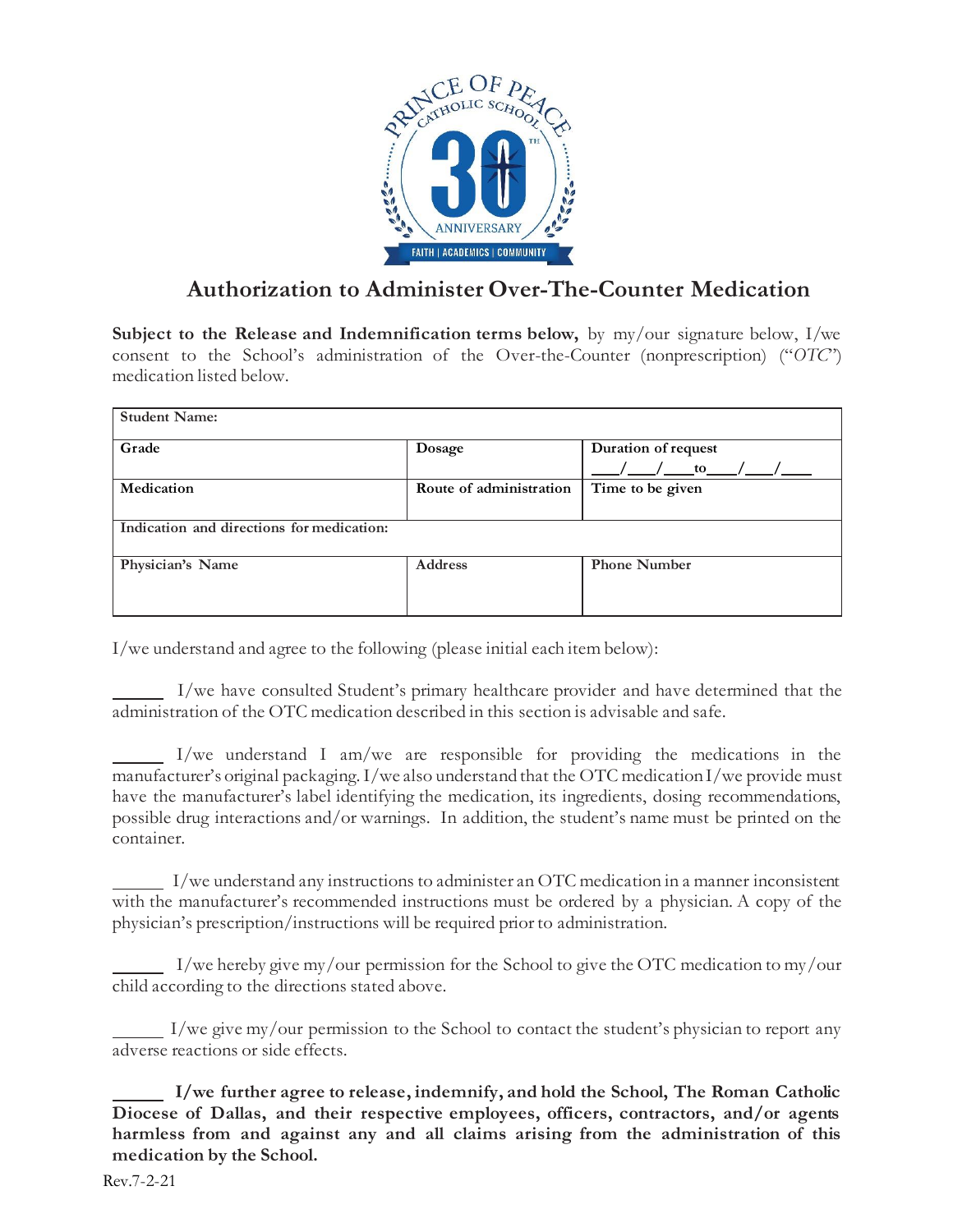# Authorization to Administer Over-The-Counter Medication

**Subject to the Release and Indemnification terms below,** by my/our signature below, I/we consent to the School's administration of the Over-the-Counter (nonprescription) ("*OTC*") medication listed below.

| Student Name: | | |
|---|---|---|
| Grade | Dosage | Duration of request<br>___/___/___to___/___/___ |
| Medication | Route of administration | Time to be given |
| Indication and directions for medication: | | |
| Physician's Name | Address | Phone Number |

I/we understand and agree to the following (please initial each item below):

______ I/we have consulted Student's primary healthcare provider and have determined that the administration of the OTC medication described in this section is advisable and safe.

______ I/we understand I am/we are responsible for providing the medications in the manufacturer's original packaging. I/we also understand that the OTC medication I/we provide must have the manufacturer's label identifying the medication, its ingredients, dosing recommendations, possible drug interactions and/or warnings. In addition, the student's name must be printed on the container.

______ I/we understand any instructions to administer an OTC medication in a manner inconsistent with the manufacturer's recommended instructions must be ordered by a physician. A copy of the physician's prescription/instructions will be required prior to administration.

______ I/we hereby give my/our permission for the School to give the OTC medication to my/our child according to the directions stated above.

______ I/we give my/our permission to the School to contact the student's physician to report any adverse reactions or side effects.

______ **I/we further agree to release, indemnify, and hold the School, The Roman Catholic Diocese of Dallas, and their respective employees, officers, contractors, and/or agents harmless from and against any and all claims arising from the administration of this medication by the School.**

Rev.7-2-21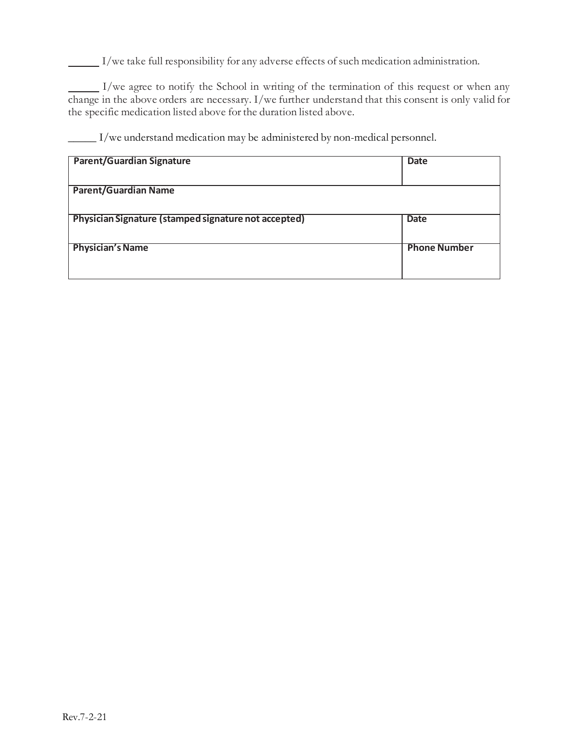______ I/we take full responsibility for any adverse effects of such medication administration.

______ I/we agree to notify the School in writing of the termination of this request or when any change in the above orders are necessary. I/we further understand that this consent is only valid for the specific medication listed above for the duration listed above.

_____ I/we understand medication may be administered by non-medical personnel.

| | |
|---|---|
| **Parent/Guardian Signature** | **Date** |
| **Parent/Guardian Name** | |
| **Physician Signature (stamped signature not accepted)** | **Date** |
| **Physician's Name** | **Phone Number** |

Rev.7-2-21